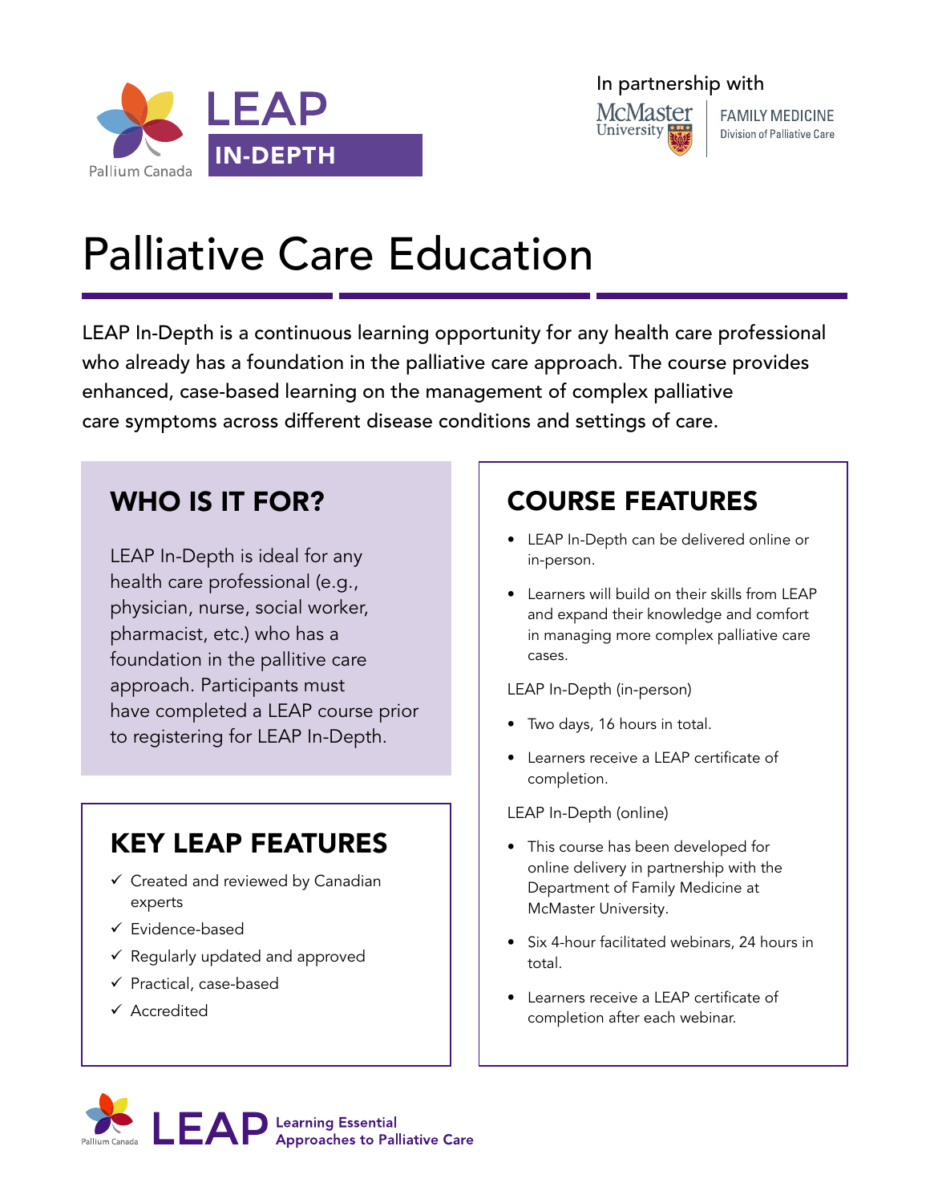LEAP IN-DEPTH

Pallium Canada

In partnership with McMaster University FAMILY MEDICINE Division of Palliative Care

# Palliative Care Education

LEAP In-Depth is a continuous learning opportunity for any health care professional who already has a foundation in the palliative care approach. The course provides enhanced, case-based learning on the management of complex palliative care symptoms across different disease conditions and settings of care.

## WHO IS IT FOR?

LEAP In-Depth is ideal for any health care professional (e.g., physician, nurse, social worker, pharmacist, etc.) who has a foundation in the pallitive care approach. Participants must have completed a LEAP course prior to registering for LEAP In-Depth.

## KEY LEAP FEATURES

- ✓ Created and reviewed by Canadian experts
- ✓ Evidence-based
- ✓ Regularly updated and approved
- ✓ Practical, case-based
- ✓ Accredited

## COURSE FEATURES

- LEAP In-Depth can be delivered online or in-person.
- Learners will build on their skills from LEAP and expand their knowledge and comfort in managing more complex palliative care cases.

LEAP In-Depth (in-person)

- Two days, 16 hours in total.
- Learners receive a LEAP certificate of completion.

LEAP In-Depth (online)

- This course has been developed for online delivery in partnership with the Department of Family Medicine at McMaster University.
- Six 4-hour facilitated webinars, 24 hours in total.
- Learners receive a LEAP certificate of completion after each webinar.

Pallium Canada LEAP Learning Essential Approaches to Palliative Care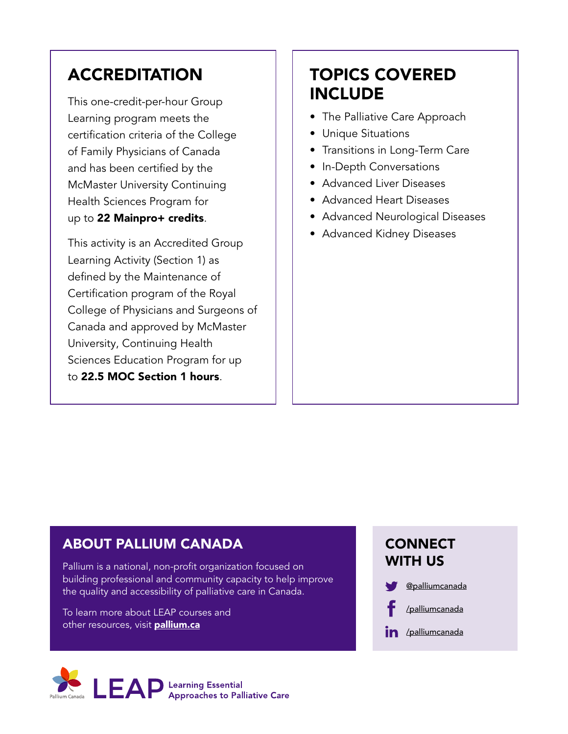## ACCREDITATION

This one-credit-per-hour Group Learning program meets the certification criteria of the College of Family Physicians of Canada and has been certified by the McMaster University Continuing Health Sciences Program for up to **22 Mainpro+ credits**.

This activity is an Accredited Group Learning Activity (Section 1) as defined by the Maintenance of Certification program of the Royal College of Physicians and Surgeons of Canada and approved by McMaster University, Continuing Health Sciences Education Program for up to **22.5 MOC Section 1 hours**.

## TOPICS COVERED INCLUDE

- The Palliative Care Approach
- Unique Situations
- Transitions in Long-Term Care
- In-Depth Conversations
- Advanced Liver Diseases
- Advanced Heart Diseases
- Advanced Neurological Diseases
- Advanced Kidney Diseases

## ABOUT PALLIUM CANADA

Pallium is a national, non-profit organization focused on building professional and community capacity to help improve the quality and accessibility of palliative care in Canada.

To learn more about LEAP courses and other resources, visit **pallium.ca**

## CONNECT WITH US

@palliumcanada

/palliumcanada

/palliumcanada

Pallium Canada LEAP Learning Essential Approaches to Palliative Care